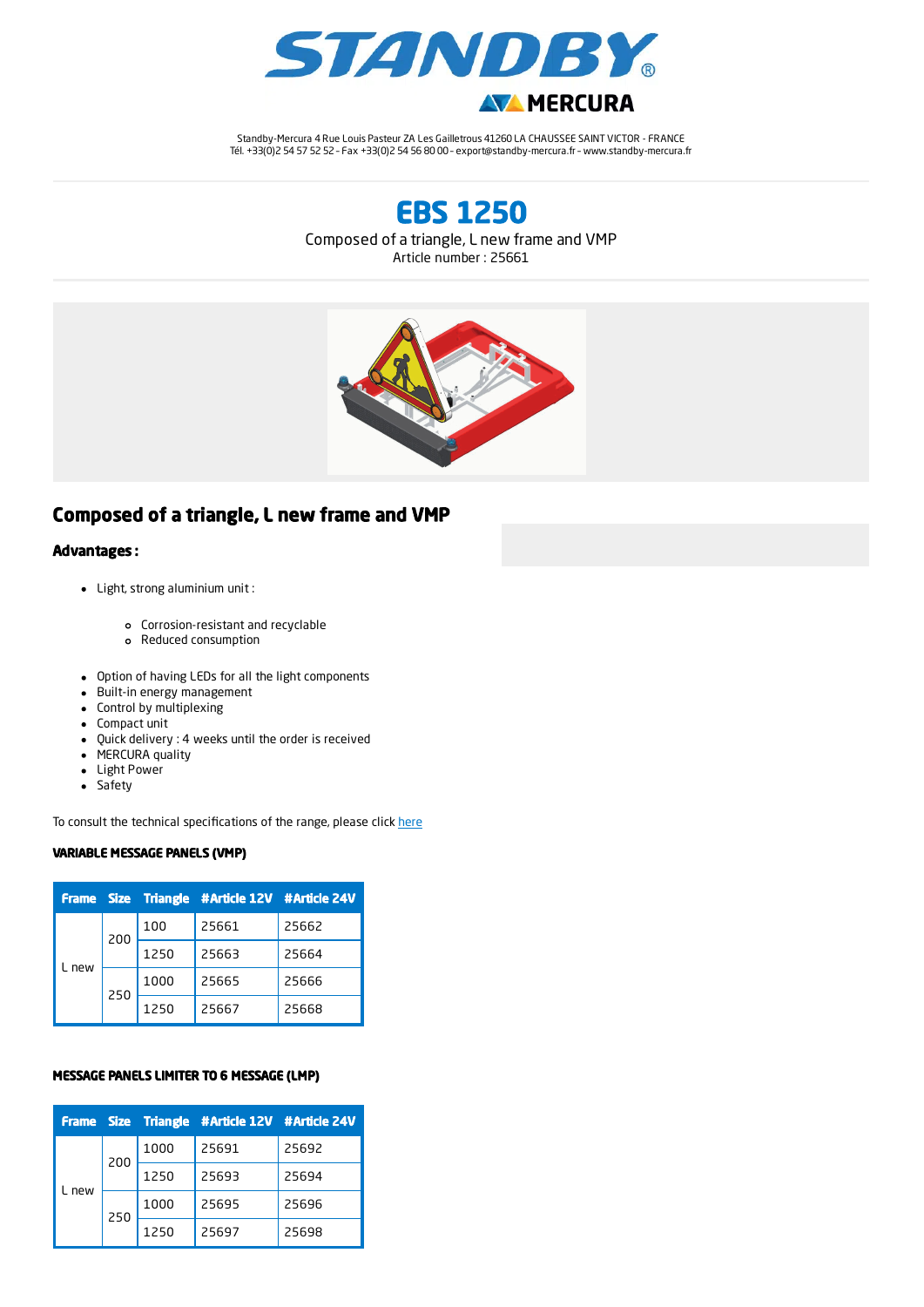# STANDBY

MERCURA

Standby-Mercura 4 Rue Louis Pasteur ZA Les Gailletrous 41260 LA CHAUSSEE SAINT VICTOR - FRANCE
Tél. +33(0)2 54 57 52 52 - Fax +33(0)2 54 56 80 00 - export@standby-mercura.fr - www.standby-mercura.fr

# EBS 1250

Composed of a triangle, L new frame and VMP
Article number : 25661

## Composed of a triangle, L new frame and VMP

### Advantages :

- Light, strong aluminium unit :
  - Corrosion-resistant and recyclable
  - Reduced consumption
- Option of having LEDs for all the light components
- Built-in energy management
- Control by multiplexing
- Compact unit
- Quick delivery : 4 weeks until the order is received
- MERCURA quality
- Light Power
- Safety

To consult the technical specifications of the range, please click here

#### VARIABLE MESSAGE PANELS (VMP)

| Frame | Size | Triangle | #Article 12V | #Article 24V |
|---|---|---|---|---|
| L new | 200 | 100 | 25661 | 25662 |
| | | 1250 | 25663 | 25664 |
| | 250 | 1000 | 25665 | 25666 |
| | | 1250 | 25667 | 25668 |

#### MESSAGE PANELS LIMITER TO 6 MESSAGE (LMP)

| Frame | Size | Triangle | #Article 12V | #Article 24V |
|---|---|---|---|---|
| L new | 200 | 1000 | 25691 | 25692 |
| | | 1250 | 25693 | 25694 |
| | 250 | 1000 | 25695 | 25696 |
| | | 1250 | 25697 | 25698 |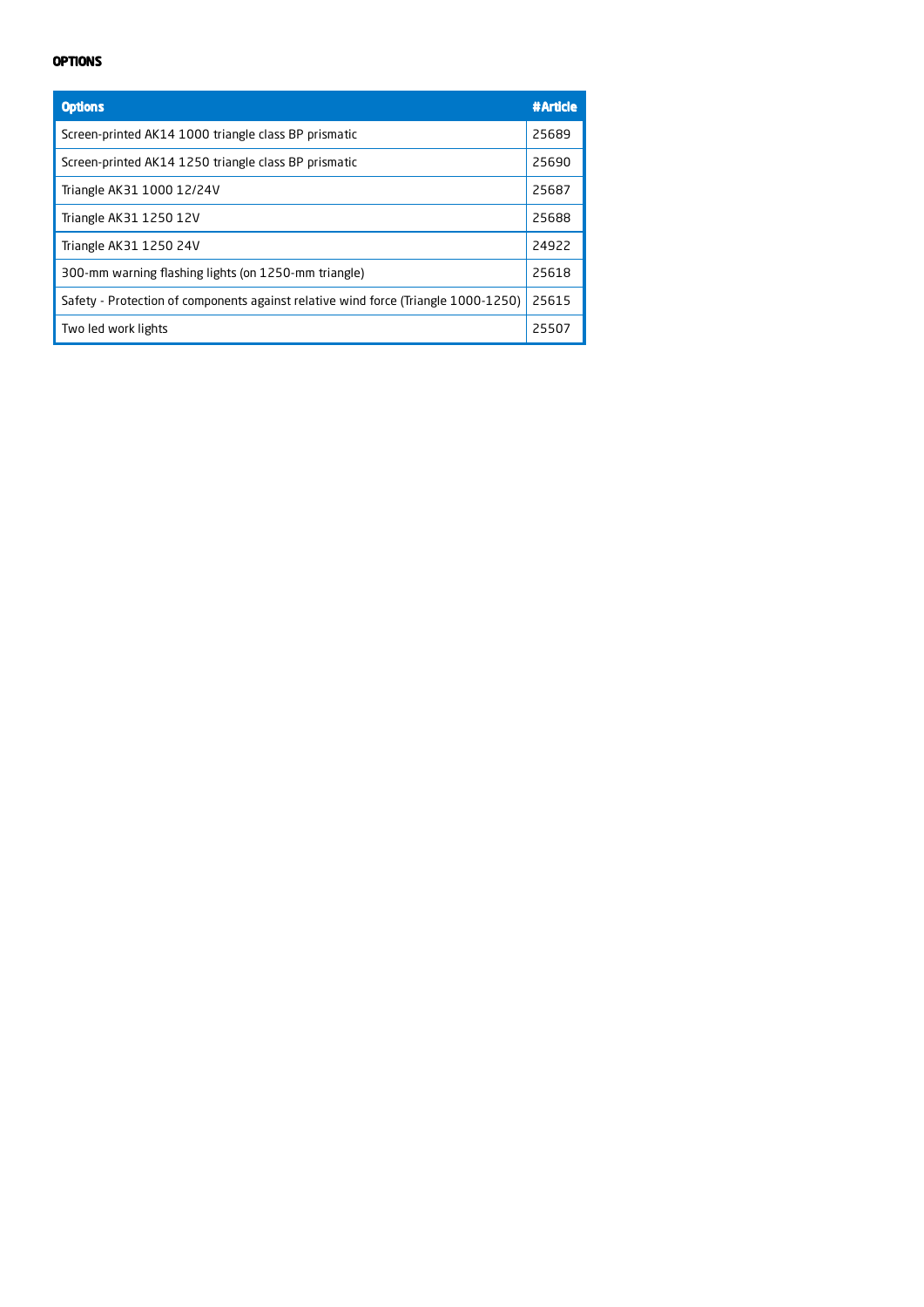### OPTIONS

| Options | #Article |
|---|---|
| Screen-printed AK14 1000 triangle class BP prismatic | 25689 |
| Screen-printed AK14 1250 triangle class BP prismatic | 25690 |
| Triangle AK31 1000 12/24V | 25687 |
| Triangle AK31 1250 12V | 25688 |
| Triangle AK31 1250 24V | 24922 |
| 300-mm warning flashing lights (on 1250-mm triangle) | 25618 |
| Safety - Protection of components against relative wind force (Triangle 1000-1250) | 25615 |
| Two led work lights | 25507 |